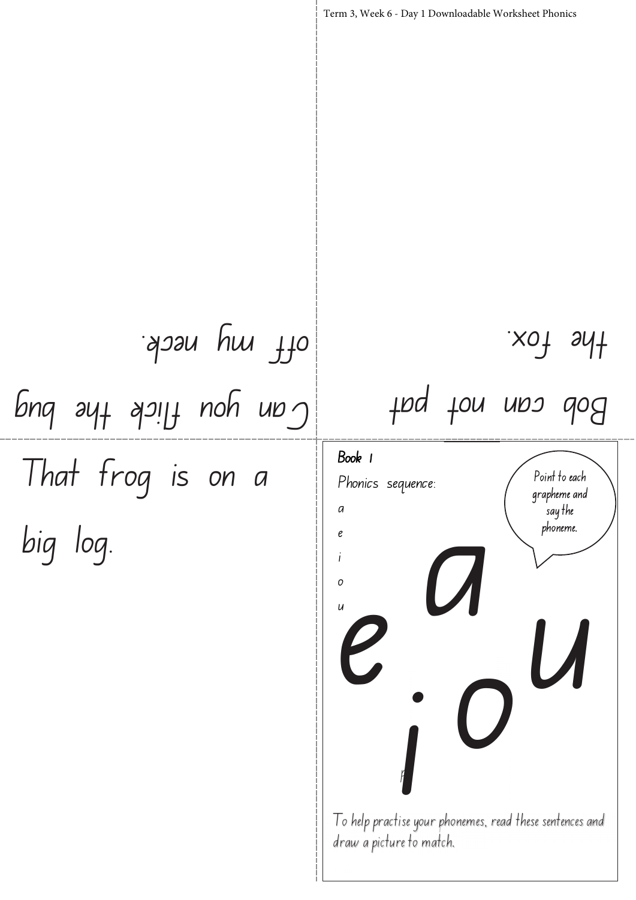Term 3, Week 6 - Day 1 Downloadable Worksheet Phonics

Can you flick the bug off my neck.

Bob can not pat the fox.

That frog is on a big log.

**Book 1**

Phonics sequence:

a

e

i

o

u

Point to each grapheme and say the phoneme.

a e i o u

To help practise your phonemes, read these sentences and draw a picture to match.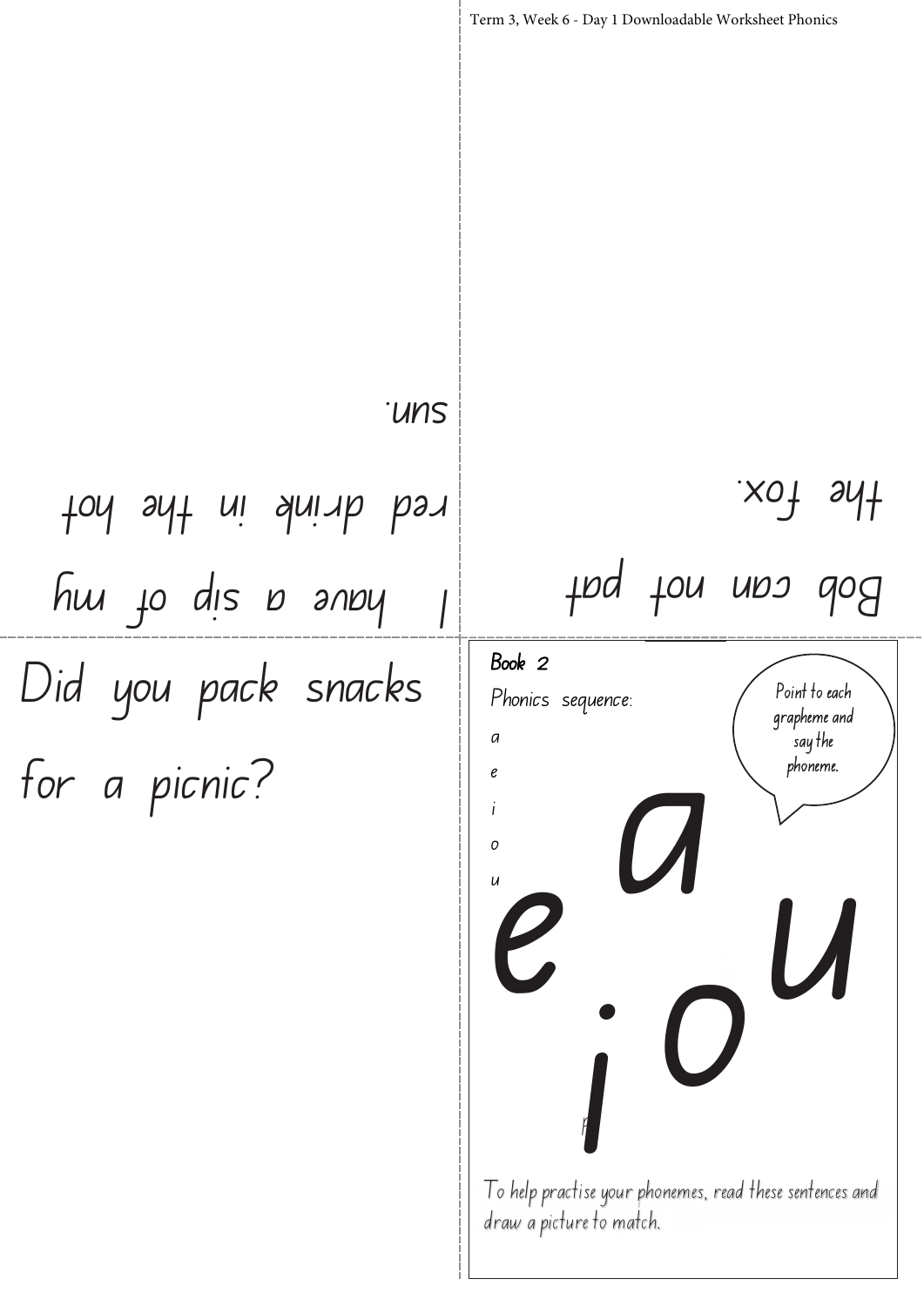I have a sip of my red drink in the hot sun.

Bob can not pat the fox.

Did you pack snacks for a picnic?

Book 2

Phonics sequence:

a

e

i

o

u

Point to each grapheme and say the phoneme.

a

e

i

o

u

To help practise your phonemes, read these sentences and draw a picture to match.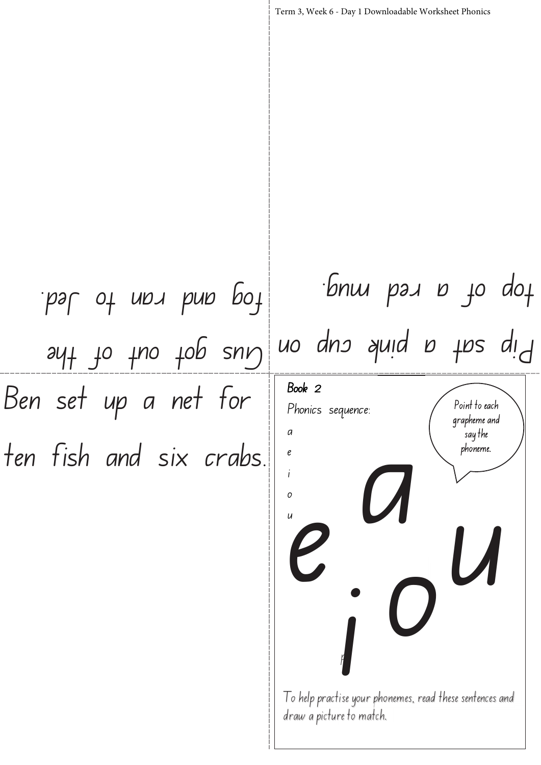Gus got out of the fog and ran to Jed.

Pip sat a pink cup on top of a red mug.

Ben set up a net for ten fish and six crabs.

**Book 2**

Phonics sequence:

a

e

i

o

u

Point to each grapheme and say the phoneme.

a e i o u

To help practise your phonemes, read these sentences and draw a picture to match.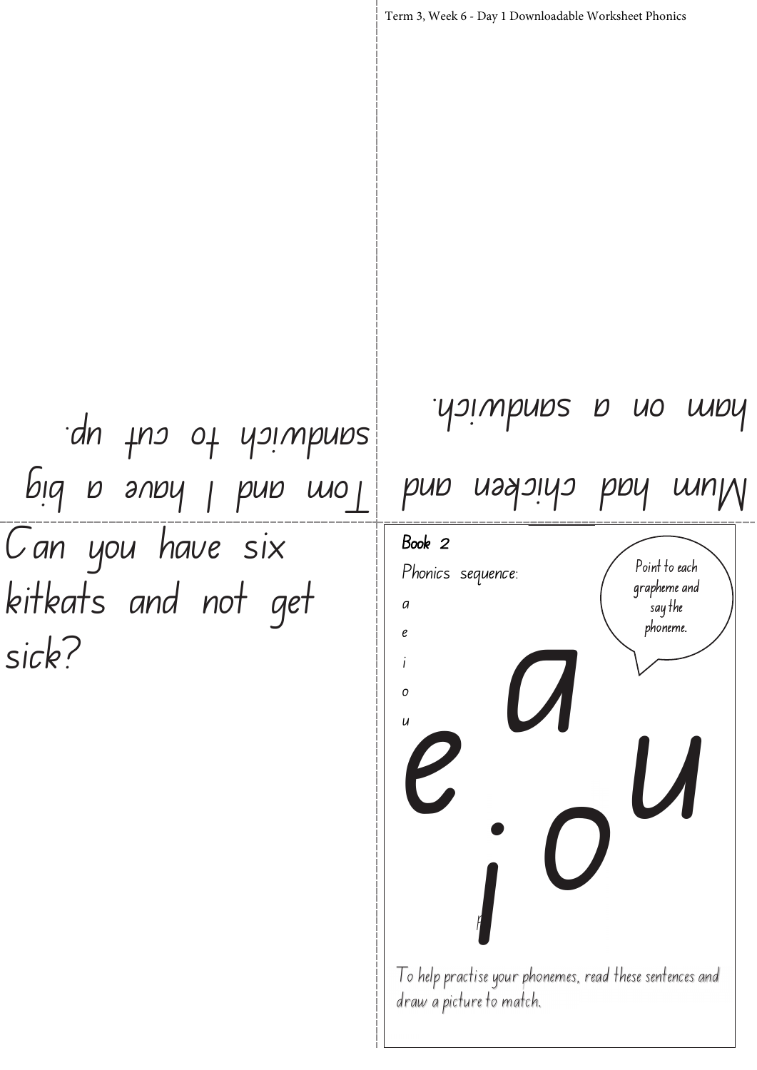Term 3, Week 6 - Day 1 Downloadable Worksheet Phonics

Tom and I have a big sandwich to cut up.

Mum had chicken and ham on a sandwich.

Can you have six kitkats and not get sick?

**Book 2**

Phonics sequence:

a
e
i
o
u

Point to each grapheme and say the phoneme.

a e i o u

To help practise your phonemes, read these sentences and draw a picture to match.